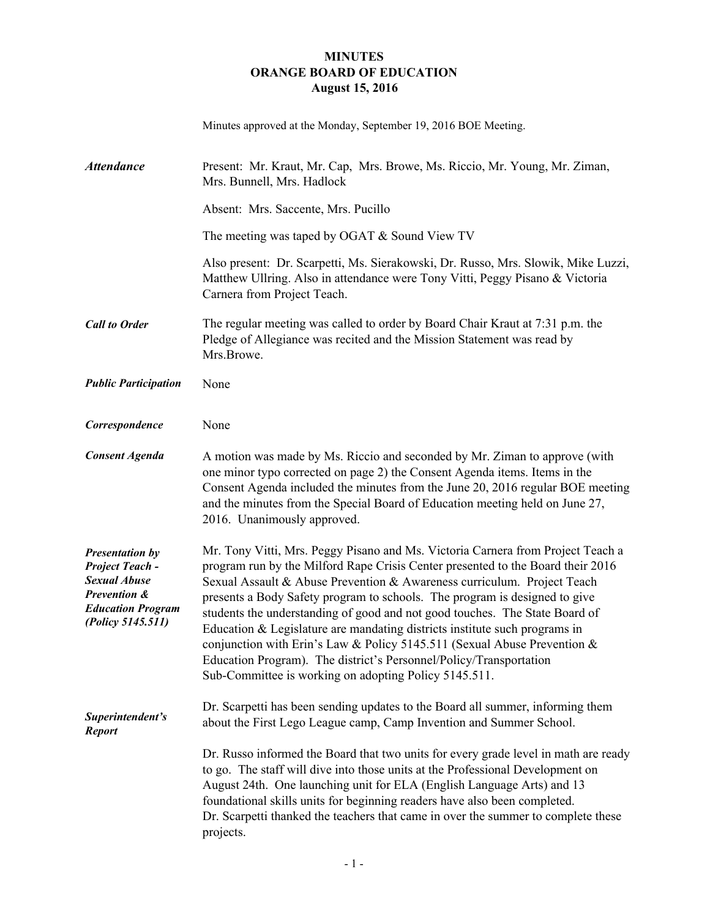# MINUTES
# ORANGE BOARD OF EDUCATION
## August 15, 2016

Minutes approved at the Monday, September 19, 2016 BOE Meeting.

***Attendance***

Present: Mr. Kraut, Mr. Cap, Mrs. Browe, Ms. Riccio, Mr. Young, Mr. Ziman, Mrs. Bunnell, Mrs. Hadlock

Absent: Mrs. Saccente, Mrs. Pucillo

The meeting was taped by OGAT & Sound View TV

Also present: Dr. Scarpetti, Ms. Sierakowski, Dr. Russo, Mrs. Slowik, Mike Luzzi, Matthew Ullring. Also in attendance were Tony Vitti, Peggy Pisano & Victoria Carnera from Project Teach.

***Call to Order***

The regular meeting was called to order by Board Chair Kraut at 7:31 p.m. the Pledge of Allegiance was recited and the Mission Statement was read by Mrs.Browe.

***Public Participation***

None

***Correspondence***

None

***Consent Agenda***

A motion was made by Ms. Riccio and seconded by Mr. Ziman to approve (with one minor typo corrected on page 2) the Consent Agenda items. Items in the Consent Agenda included the minutes from the June 20, 2016 regular BOE meeting and the minutes from the Special Board of Education meeting held on June 27, 2016. Unanimously approved.

***Presentation by Project Teach - Sexual Abuse Prevention & Education Program (Policy 5145.511)***

Mr. Tony Vitti, Mrs. Peggy Pisano and Ms. Victoria Carnera from Project Teach a program run by the Milford Rape Crisis Center presented to the Board their 2016 Sexual Assault & Abuse Prevention & Awareness curriculum. Project Teach presents a Body Safety program to schools. The program is designed to give students the understanding of good and not good touches. The State Board of Education & Legislature are mandating districts institute such programs in conjunction with Erin's Law & Policy 5145.511 (Sexual Abuse Prevention & Education Program). The district's Personnel/Policy/Transportation Sub-Committee is working on adopting Policy 5145.511.

***Superintendent's Report***

Dr. Scarpetti has been sending updates to the Board all summer, informing them about the First Lego League camp, Camp Invention and Summer School.

Dr. Russo informed the Board that two units for every grade level in math are ready to go. The staff will dive into those units at the Professional Development on August 24th. One launching unit for ELA (English Language Arts) and 13 foundational skills units for beginning readers have also been completed. Dr. Scarpetti thanked the teachers that came in over the summer to complete these projects.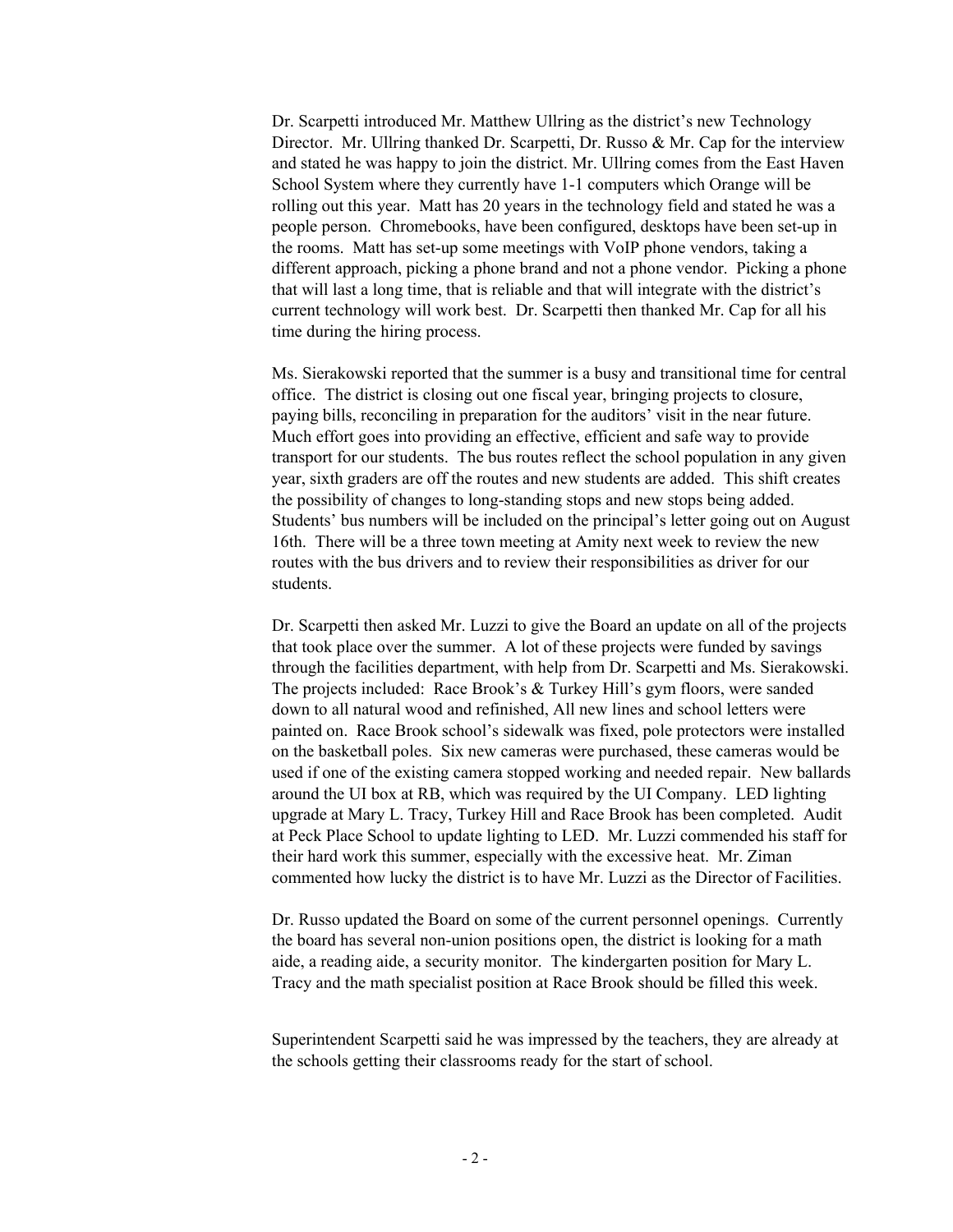Dr. Scarpetti introduced Mr. Matthew Ullring as the district's new Technology Director. Mr. Ullring thanked Dr. Scarpetti, Dr. Russo & Mr. Cap for the interview and stated he was happy to join the district. Mr. Ullring comes from the East Haven School System where they currently have 1-1 computers which Orange will be rolling out this year. Matt has 20 years in the technology field and stated he was a people person. Chromebooks, have been configured, desktops have been set-up in the rooms. Matt has set-up some meetings with VoIP phone vendors, taking a different approach, picking a phone brand and not a phone vendor. Picking a phone that will last a long time, that is reliable and that will integrate with the district's current technology will work best. Dr. Scarpetti then thanked Mr. Cap for all his time during the hiring process.

Ms. Sierakowski reported that the summer is a busy and transitional time for central office. The district is closing out one fiscal year, bringing projects to closure, paying bills, reconciling in preparation for the auditors' visit in the near future. Much effort goes into providing an effective, efficient and safe way to provide transport for our students. The bus routes reflect the school population in any given year, sixth graders are off the routes and new students are added. This shift creates the possibility of changes to long-standing stops and new stops being added. Students' bus numbers will be included on the principal's letter going out on August 16th. There will be a three town meeting at Amity next week to review the new routes with the bus drivers and to review their responsibilities as driver for our students.

Dr. Scarpetti then asked Mr. Luzzi to give the Board an update on all of the projects that took place over the summer. A lot of these projects were funded by savings through the facilities department, with help from Dr. Scarpetti and Ms. Sierakowski. The projects included: Race Brook's & Turkey Hill's gym floors, were sanded down to all natural wood and refinished, All new lines and school letters were painted on. Race Brook school's sidewalk was fixed, pole protectors were installed on the basketball poles. Six new cameras were purchased, these cameras would be used if one of the existing camera stopped working and needed repair. New ballards around the UI box at RB, which was required by the UI Company. LED lighting upgrade at Mary L. Tracy, Turkey Hill and Race Brook has been completed. Audit at Peck Place School to update lighting to LED. Mr. Luzzi commended his staff for their hard work this summer, especially with the excessive heat. Mr. Ziman commented how lucky the district is to have Mr. Luzzi as the Director of Facilities.

Dr. Russo updated the Board on some of the current personnel openings. Currently the board has several non-union positions open, the district is looking for a math aide, a reading aide, a security monitor. The kindergarten position for Mary L. Tracy and the math specialist position at Race Brook should be filled this week.

Superintendent Scarpetti said he was impressed by the teachers, they are already at the schools getting their classrooms ready for the start of school.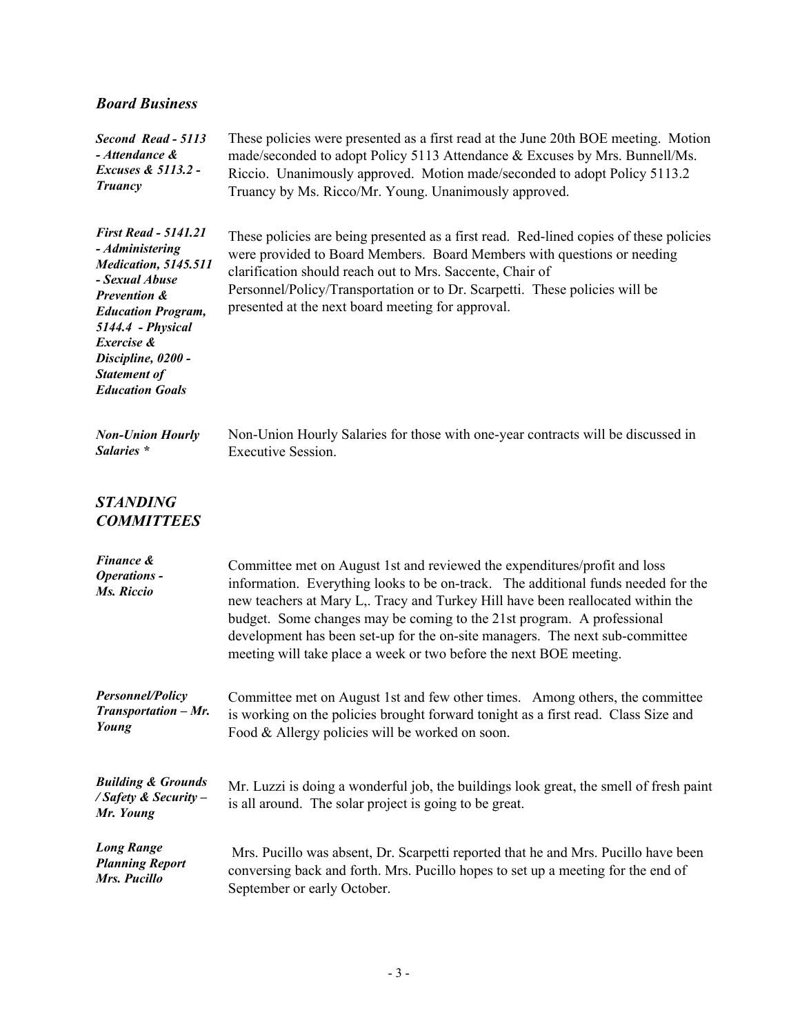## *Board Business*

***Second Read - 5113 - Attendance & Excuses & 5113.2 - Truancy***

These policies were presented as a first read at the June 20th BOE meeting. Motion made/seconded to adopt Policy 5113 Attendance & Excuses by Mrs. Bunnell/Ms. Riccio. Unanimously approved. Motion made/seconded to adopt Policy 5113.2 Truancy by Ms. Ricco/Mr. Young. Unanimously approved.

***First Read - 5141.21 - Administering Medication, 5145.511 - Sexual Abuse Prevention & Education Program, 5144.4 - Physical Exercise & Discipline, 0200 - Statement of Education Goals***

These policies are being presented as a first read. Red-lined copies of these policies were provided to Board Members. Board Members with questions or needing clarification should reach out to Mrs. Saccente, Chair of Personnel/Policy/Transportation or to Dr. Scarpetti. These policies will be presented at the next board meeting for approval.

***Non-Union Hourly Salaries \****

Non-Union Hourly Salaries for those with one-year contracts will be discussed in Executive Session.

## *STANDING COMMITTEES*

***Finance & Operations - Ms. Riccio***

Committee met on August 1st and reviewed the expenditures/profit and loss information. Everything looks to be on-track. The additional funds needed for the new teachers at Mary L,. Tracy and Turkey Hill have been reallocated within the budget. Some changes may be coming to the 21st program. A professional development has been set-up for the on-site managers. The next sub-committee meeting will take place a week or two before the next BOE meeting.

***Personnel/Policy Transportation – Mr. Young***

Committee met on August 1st and few other times. Among others, the committee is working on the policies brought forward tonight as a first read. Class Size and Food & Allergy policies will be worked on soon.

***Building & Grounds / Safety & Security – Mr. Young***

Mr. Luzzi is doing a wonderful job, the buildings look great, the smell of fresh paint is all around. The solar project is going to be great.

***Long Range Planning Report Mrs. Pucillo***

Mrs. Pucillo was absent, Dr. Scarpetti reported that he and Mrs. Pucillo have been conversing back and forth. Mrs. Pucillo hopes to set up a meeting for the end of September or early October.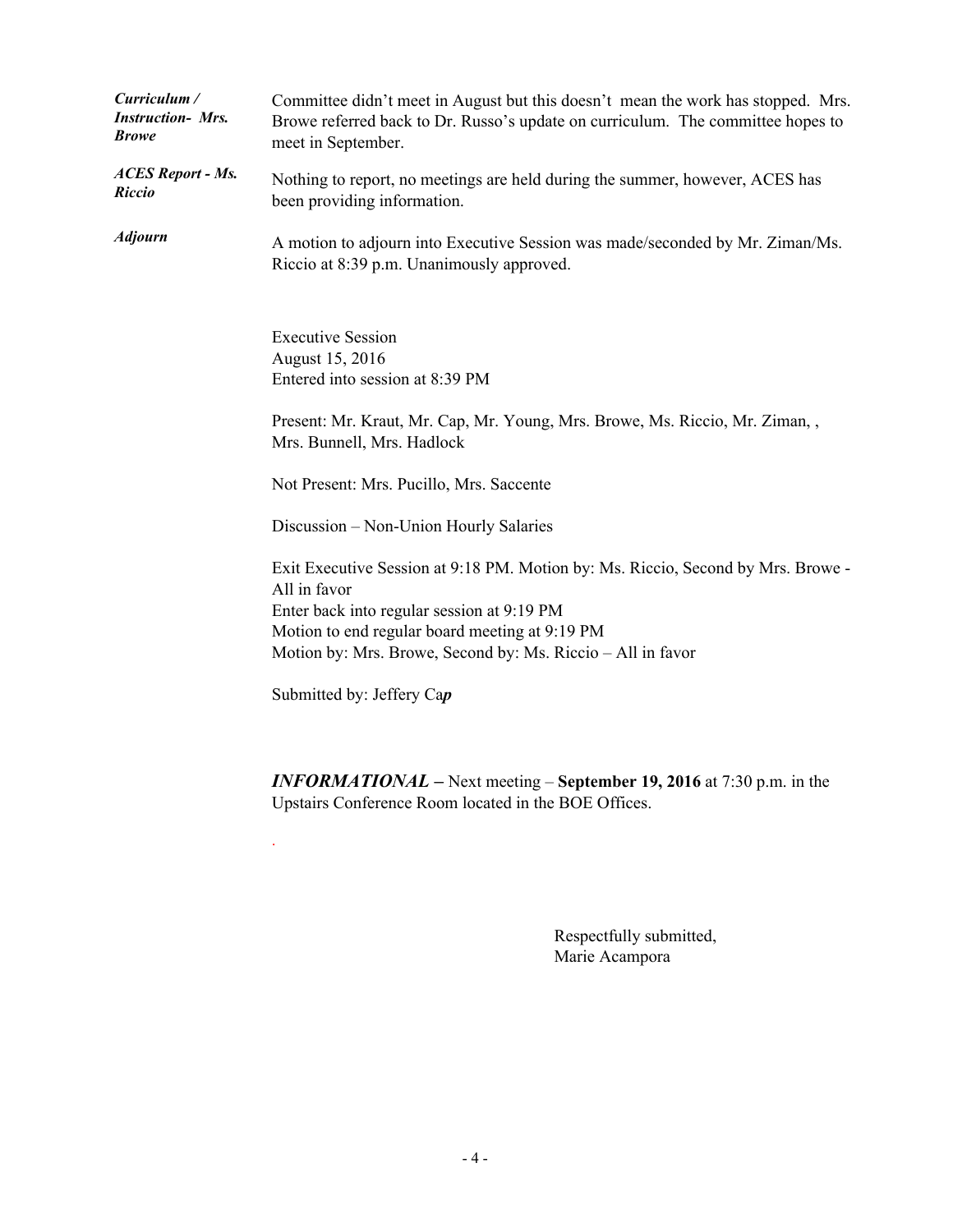| | |
|---|---|
| ***Curriculum / Instruction- Mrs. Browe*** | Committee didn't meet in August but this doesn't mean the work has stopped. Mrs. Browe referred back to Dr. Russo's update on curriculum. The committee hopes to meet in September. |
| ***ACES Report - Ms. Riccio*** | Nothing to report, no meetings are held during the summer, however, ACES has been providing information. |
| ***Adjourn*** | A motion to adjourn into Executive Session was made/seconded by Mr. Ziman/Ms. Riccio at 8:39 p.m. Unanimously approved. |

Executive Session
August 15, 2016
Entered into session at 8:39 PM

Present: Mr. Kraut, Mr. Cap, Mr. Young, Mrs. Browe, Ms. Riccio, Mr. Ziman, , Mrs. Bunnell, Mrs. Hadlock

Not Present: Mrs. Pucillo, Mrs. Saccente

Discussion – Non-Union Hourly Salaries

Exit Executive Session at 9:18 PM. Motion by: Ms. Riccio, Second by Mrs. Browe - All in favor
Enter back into regular session at 9:19 PM
Motion to end regular board meeting at 9:19 PM
Motion by: Mrs. Browe, Second by: Ms. Riccio – All in favor

Submitted by: Jeffery Ca***p***

***INFORMATIONAL*** – Next meeting – **September 19, 2016** at 7:30 p.m. in the Upstairs Conference Room located in the BOE Offices.

Respectfully submitted,
Marie Acampora